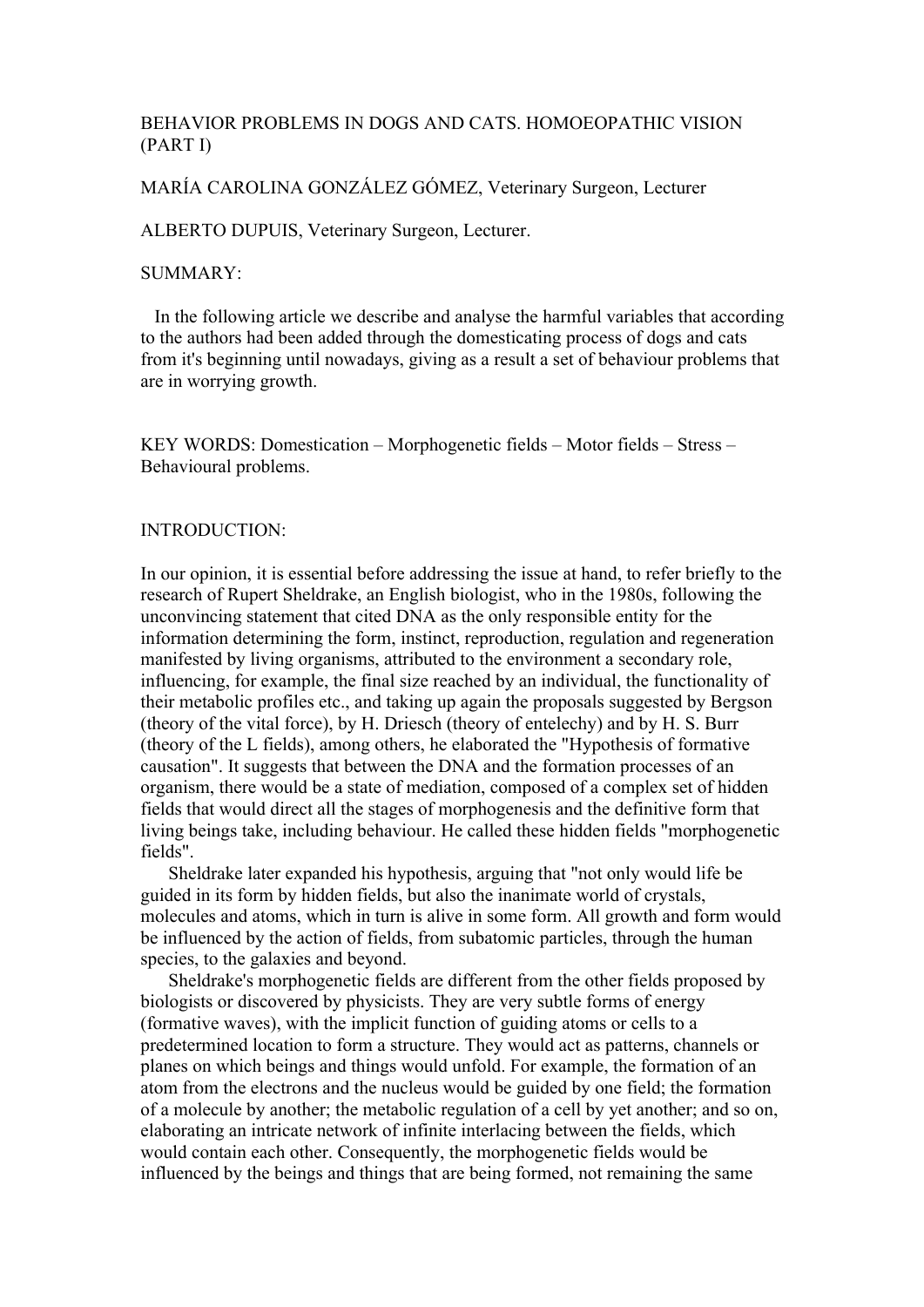# BEHAVIOR PROBLEMS IN DOGS AND CATS. HOMOEOPATHIC VISION (PART I)

MARÍA CAROLINA GONZÁLEZ GÓMEZ, Veterinary Surgeon, Lecturer

ALBERTO DUPUIS, Veterinary Surgeon, Lecturer.

## SUMMARY:

In the following article we describe and analyse the harmful variables that according to the authors had been added through the domesticating process of dogs and cats from it's beginning until nowadays, giving as a result a set of behaviour problems that are in worrying growth.

KEY WORDS: Domestication – Morphogenetic fields – Motor fields – Stress – Behavioural problems.

## INTRODUCTION:

In our opinion, it is essential before addressing the issue at hand, to refer briefly to the research of Rupert Sheldrake, an English biologist, who in the 1980s, following the unconvincing statement that cited DNA as the only responsible entity for the information determining the form, instinct, reproduction, regulation and regeneration manifested by living organisms, attributed to the environment a secondary role, influencing, for example, the final size reached by an individual, the functionality of their metabolic profiles etc., and taking up again the proposals suggested by Bergson (theory of the vital force), by H. Driesch (theory of entelechy) and by H. S. Burr (theory of the L fields), among others, he elaborated the "Hypothesis of formative causation". It suggests that between the DNA and the formation processes of an organism, there would be a state of mediation, composed of a complex set of hidden fields that would direct all the stages of morphogenesis and the definitive form that living beings take, including behaviour. He called these hidden fields "morphogenetic fields".

Sheldrake later expanded his hypothesis, arguing that "not only would life be guided in its form by hidden fields, but also the inanimate world of crystals, molecules and atoms, which in turn is alive in some form. All growth and form would be influenced by the action of fields, from subatomic particles, through the human species, to the galaxies and beyond.

Sheldrake's morphogenetic fields are different from the other fields proposed by biologists or discovered by physicists. They are very subtle forms of energy (formative waves), with the implicit function of guiding atoms or cells to a predetermined location to form a structure. They would act as patterns, channels or planes on which beings and things would unfold. For example, the formation of an atom from the electrons and the nucleus would be guided by one field; the formation of a molecule by another; the metabolic regulation of a cell by yet another; and so on, elaborating an intricate network of infinite interlacing between the fields, which would contain each other. Consequently, the morphogenetic fields would be influenced by the beings and things that are being formed, not remaining the same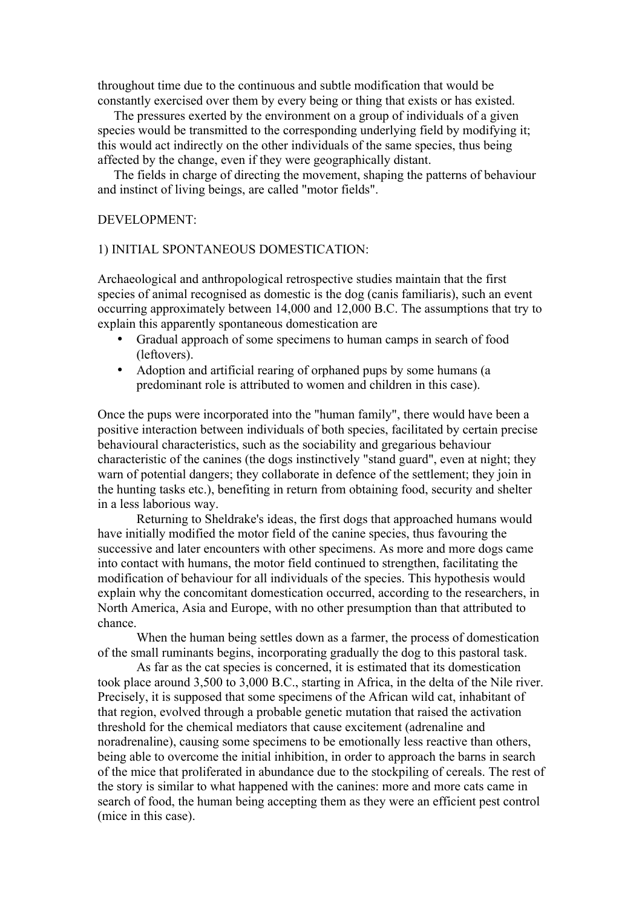throughout time due to the continuous and subtle modification that would be constantly exercised over them by every being or thing that exists or has existed.

The pressures exerted by the environment on a group of individuals of a given species would be transmitted to the corresponding underlying field by modifying it; this would act indirectly on the other individuals of the same species, thus being affected by the change, even if they were geographically distant.

The fields in charge of directing the movement, shaping the patterns of behaviour and instinct of living beings, are called "motor fields".

DEVELOPMENT:

1) INITIAL SPONTANEOUS DOMESTICATION:

Archaeological and anthropological retrospective studies maintain that the first species of animal recognised as domestic is the dog (canis familiaris), such an event occurring approximately between 14,000 and 12,000 B.C. The assumptions that try to explain this apparently spontaneous domestication are

- Gradual approach of some specimens to human camps in search of food (leftovers).
- Adoption and artificial rearing of orphaned pups by some humans (a predominant role is attributed to women and children in this case).

Once the pups were incorporated into the "human family", there would have been a positive interaction between individuals of both species, facilitated by certain precise behavioural characteristics, such as the sociability and gregarious behaviour characteristic of the canines (the dogs instinctively "stand guard", even at night; they warn of potential dangers; they collaborate in defence of the settlement; they join in the hunting tasks etc.), benefiting in return from obtaining food, security and shelter in a less laborious way.

Returning to Sheldrake's ideas, the first dogs that approached humans would have initially modified the motor field of the canine species, thus favouring the successive and later encounters with other specimens. As more and more dogs came into contact with humans, the motor field continued to strengthen, facilitating the modification of behaviour for all individuals of the species. This hypothesis would explain why the concomitant domestication occurred, according to the researchers, in North America, Asia and Europe, with no other presumption than that attributed to chance.

When the human being settles down as a farmer, the process of domestication of the small ruminants begins, incorporating gradually the dog to this pastoral task.

As far as the cat species is concerned, it is estimated that its domestication took place around 3,500 to 3,000 B.C., starting in Africa, in the delta of the Nile river. Precisely, it is supposed that some specimens of the African wild cat, inhabitant of that region, evolved through a probable genetic mutation that raised the activation threshold for the chemical mediators that cause excitement (adrenaline and noradrenaline), causing some specimens to be emotionally less reactive than others, being able to overcome the initial inhibition, in order to approach the barns in search of the mice that proliferated in abundance due to the stockpiling of cereals. The rest of the story is similar to what happened with the canines: more and more cats came in search of food, the human being accepting them as they were an efficient pest control (mice in this case).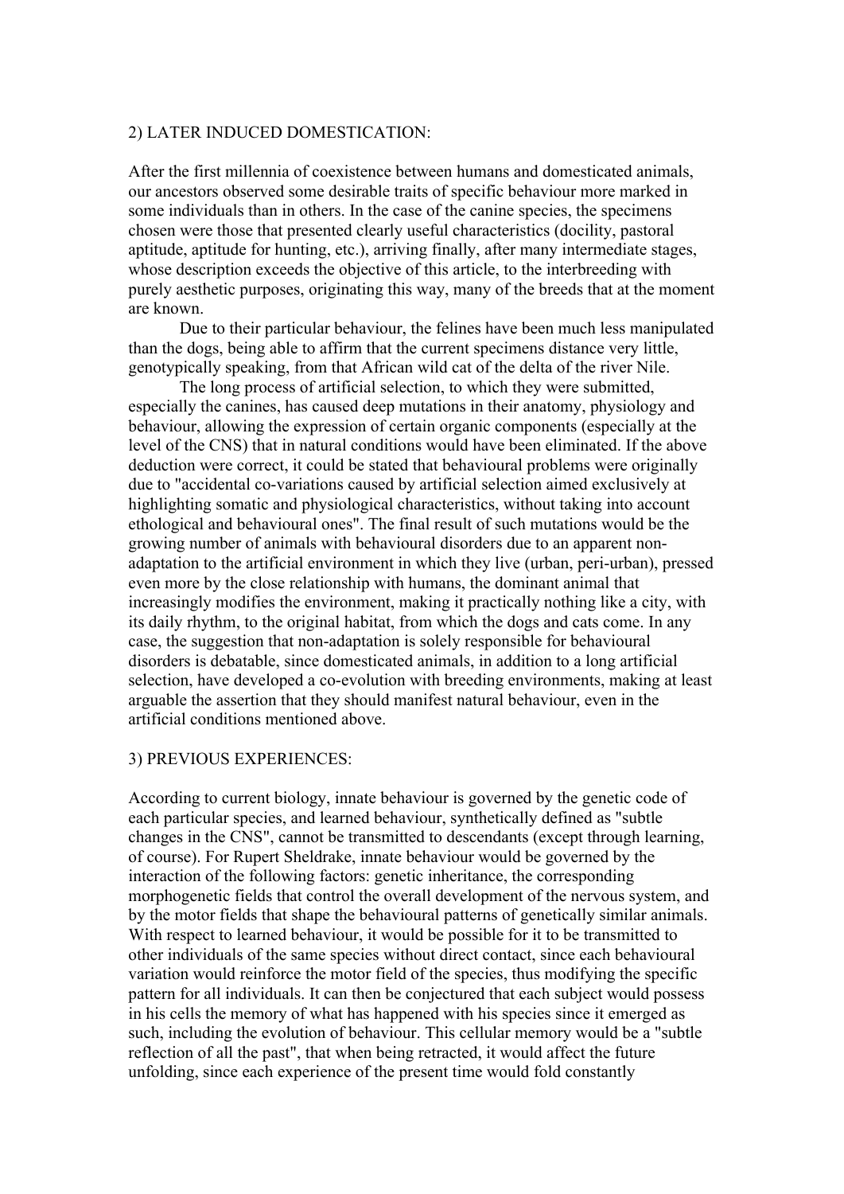## 2) LATER INDUCED DOMESTICATION:

After the first millennia of coexistence between humans and domesticated animals, our ancestors observed some desirable traits of specific behaviour more marked in some individuals than in others. In the case of the canine species, the specimens chosen were those that presented clearly useful characteristics (docility, pastoral aptitude, aptitude for hunting, etc.), arriving finally, after many intermediate stages, whose description exceeds the objective of this article, to the interbreeding with purely aesthetic purposes, originating this way, many of the breeds that at the moment are known.

Due to their particular behaviour, the felines have been much less manipulated than the dogs, being able to affirm that the current specimens distance very little, genotypically speaking, from that African wild cat of the delta of the river Nile.

The long process of artificial selection, to which they were submitted, especially the canines, has caused deep mutations in their anatomy, physiology and behaviour, allowing the expression of certain organic components (especially at the level of the CNS) that in natural conditions would have been eliminated. If the above deduction were correct, it could be stated that behavioural problems were originally due to "accidental co-variations caused by artificial selection aimed exclusively at highlighting somatic and physiological characteristics, without taking into account ethological and behavioural ones". The final result of such mutations would be the growing number of animals with behavioural disorders due to an apparent non-adaptation to the artificial environment in which they live (urban, peri-urban), pressed even more by the close relationship with humans, the dominant animal that increasingly modifies the environment, making it practically nothing like a city, with its daily rhythm, to the original habitat, from which the dogs and cats come. In any case, the suggestion that non-adaptation is solely responsible for behavioural disorders is debatable, since domesticated animals, in addition to a long artificial selection, have developed a co-evolution with breeding environments, making at least arguable the assertion that they should manifest natural behaviour, even in the artificial conditions mentioned above.

## 3) PREVIOUS EXPERIENCES:

According to current biology, innate behaviour is governed by the genetic code of each particular species, and learned behaviour, synthetically defined as "subtle changes in the CNS", cannot be transmitted to descendants (except through learning, of course). For Rupert Sheldrake, innate behaviour would be governed by the interaction of the following factors: genetic inheritance, the corresponding morphogenetic fields that control the overall development of the nervous system, and by the motor fields that shape the behavioural patterns of genetically similar animals. With respect to learned behaviour, it would be possible for it to be transmitted to other individuals of the same species without direct contact, since each behavioural variation would reinforce the motor field of the species, thus modifying the specific pattern for all individuals. It can then be conjectured that each subject would possess in his cells the memory of what has happened with his species since it emerged as such, including the evolution of behaviour. This cellular memory would be a "subtle reflection of all the past", that when being retracted, it would affect the future unfolding, since each experience of the present time would fold constantly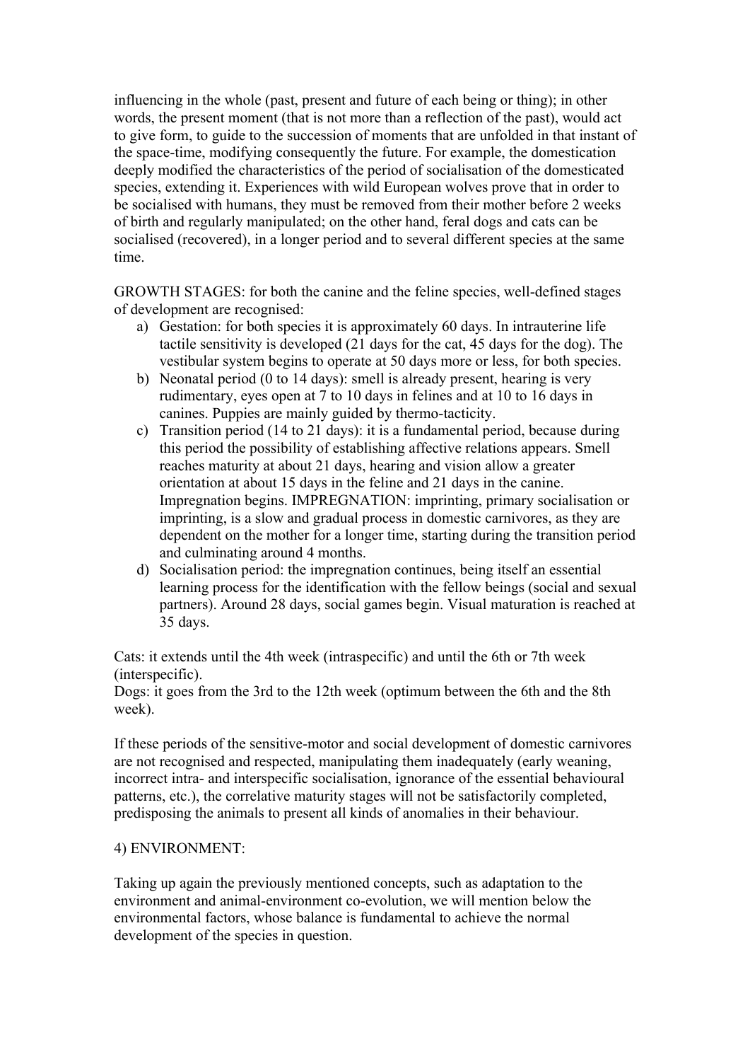influencing in the whole (past, present and future of each being or thing); in other words, the present moment (that is not more than a reflection of the past), would act to give form, to guide to the succession of moments that are unfolded in that instant of the space-time, modifying consequently the future. For example, the domestication deeply modified the characteristics of the period of socialisation of the domesticated species, extending it. Experiences with wild European wolves prove that in order to be socialised with humans, they must be removed from their mother before 2 weeks of birth and regularly manipulated; on the other hand, feral dogs and cats can be socialised (recovered), in a longer period and to several different species at the same time.

GROWTH STAGES: for both the canine and the feline species, well-defined stages of development are recognised:

a) Gestation: for both species it is approximately 60 days. In intrauterine life tactile sensitivity is developed (21 days for the cat, 45 days for the dog). The vestibular system begins to operate at 50 days more or less, for both species.
b) Neonatal period (0 to 14 days): smell is already present, hearing is very rudimentary, eyes open at 7 to 10 days in felines and at 10 to 16 days in canines. Puppies are mainly guided by thermo-tacticity.
c) Transition period (14 to 21 days): it is a fundamental period, because during this period the possibility of establishing affective relations appears. Smell reaches maturity at about 21 days, hearing and vision allow a greater orientation at about 15 days in the feline and 21 days in the canine. Impregnation begins. IMPREGNATION: imprinting, primary socialisation or imprinting, is a slow and gradual process in domestic carnivores, as they are dependent on the mother for a longer time, starting during the transition period and culminating around 4 months.
d) Socialisation period: the impregnation continues, being itself an essential learning process for the identification with the fellow beings (social and sexual partners). Around 28 days, social games begin. Visual maturation is reached at 35 days.

Cats: it extends until the 4th week (intraspecific) and until the 6th or 7th week (interspecific).
Dogs: it goes from the 3rd to the 12th week (optimum between the 6th and the 8th week).

If these periods of the sensitive-motor and social development of domestic carnivores are not recognised and respected, manipulating them inadequately (early weaning, incorrect intra- and interspecific socialisation, ignorance of the essential behavioural patterns, etc.), the correlative maturity stages will not be satisfactorily completed, predisposing the animals to present all kinds of anomalies in their behaviour.

4) ENVIRONMENT:

Taking up again the previously mentioned concepts, such as adaptation to the environment and animal-environment co-evolution, we will mention below the environmental factors, whose balance is fundamental to achieve the normal development of the species in question.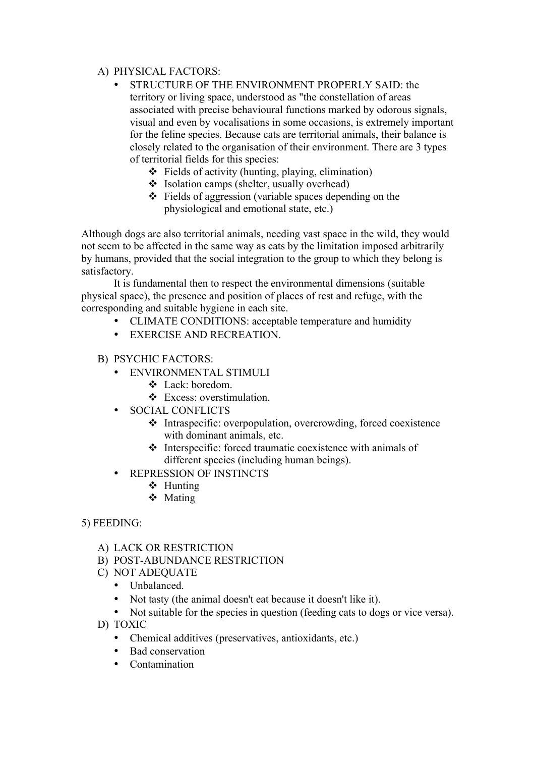A) PHYSICAL FACTORS:

- STRUCTURE OF THE ENVIRONMENT PROPERLY SAID: the territory or living space, understood as "the constellation of areas associated with precise behavioural functions marked by odorous signals, visual and even by vocalisations in some occasions, is extremely important for the feline species. Because cats are territorial animals, their balance is closely related to the organisation of their environment. There are 3 types of territorial fields for this species:
  - ❖ Fields of activity (hunting, playing, elimination)
  - ❖ Isolation camps (shelter, usually overhead)
  - ❖ Fields of aggression (variable spaces depending on the physiological and emotional state, etc.)

Although dogs are also territorial animals, needing vast space in the wild, they would not seem to be affected in the same way as cats by the limitation imposed arbitrarily by humans, provided that the social integration to the group to which they belong is satisfactory.

It is fundamental then to respect the environmental dimensions (suitable physical space), the presence and position of places of rest and refuge, with the corresponding and suitable hygiene in each site.

- CLIMATE CONDITIONS: acceptable temperature and humidity
- EXERCISE AND RECREATION.

B) PSYCHIC FACTORS:

- ENVIRONMENTAL STIMULI
  - ❖ Lack: boredom.
  - ❖ Excess: overstimulation.
- SOCIAL CONFLICTS
  - ❖ Intraspecific: overpopulation, overcrowding, forced coexistence with dominant animals, etc.
  - ❖ Interspecific: forced traumatic coexistence with animals of different species (including human beings).
- REPRESSION OF INSTINCTS
  - ❖ Hunting
  - ❖ Mating

5) FEEDING:

A) LACK OR RESTRICTION

B) POST-ABUNDANCE RESTRICTION

C) NOT ADEQUATE

- Unbalanced.
- Not tasty (the animal doesn't eat because it doesn't like it).
- Not suitable for the species in question (feeding cats to dogs or vice versa).

D) TOXIC

- Chemical additives (preservatives, antioxidants, etc.)
- Bad conservation
- Contamination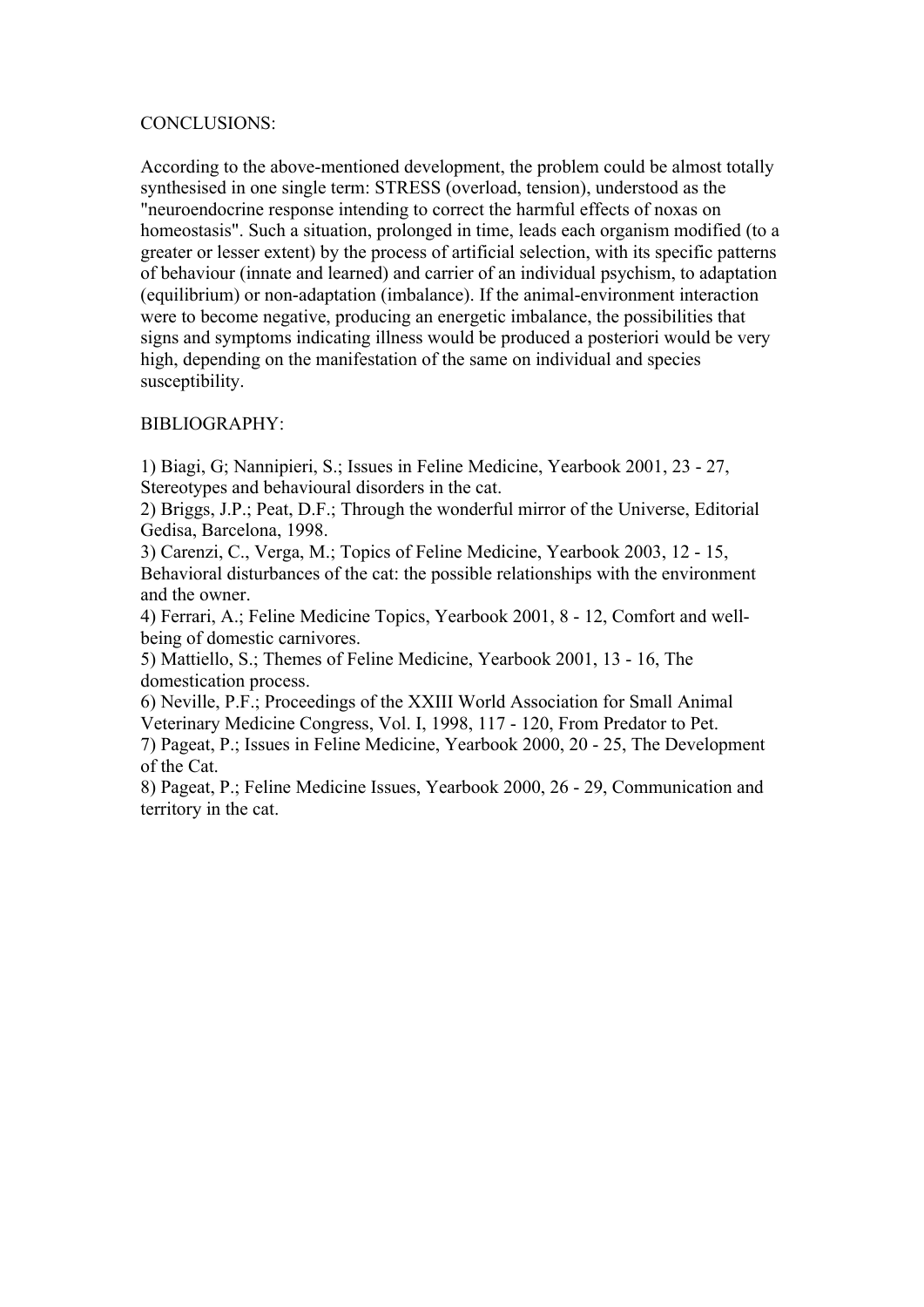## CONCLUSIONS:

According to the above-mentioned development, the problem could be almost totally synthesised in one single term: STRESS (overload, tension), understood as the "neuroendocrine response intending to correct the harmful effects of noxas on homeostasis". Such a situation, prolonged in time, leads each organism modified (to a greater or lesser extent) by the process of artificial selection, with its specific patterns of behaviour (innate and learned) and carrier of an individual psychism, to adaptation (equilibrium) or non-adaptation (imbalance). If the animal-environment interaction were to become negative, producing an energetic imbalance, the possibilities that signs and symptoms indicating illness would be produced a posteriori would be very high, depending on the manifestation of the same on individual and species susceptibility.

## BIBLIOGRAPHY:

1) Biagi, G; Nannipieri, S.; Issues in Feline Medicine, Yearbook 2001, 23 - 27, Stereotypes and behavioural disorders in the cat.
2) Briggs, J.P.; Peat, D.F.; Through the wonderful mirror of the Universe, Editorial Gedisa, Barcelona, 1998.
3) Carenzi, C., Verga, M.; Topics of Feline Medicine, Yearbook 2003, 12 - 15, Behavioral disturbances of the cat: the possible relationships with the environment and the owner.
4) Ferrari, A.; Feline Medicine Topics, Yearbook 2001, 8 - 12, Comfort and well-being of domestic carnivores.
5) Mattiello, S.; Themes of Feline Medicine, Yearbook 2001, 13 - 16, The domestication process.
6) Neville, P.F.; Proceedings of the XXIII World Association for Small Animal Veterinary Medicine Congress, Vol. I, 1998, 117 - 120, From Predator to Pet.
7) Pageat, P.; Issues in Feline Medicine, Yearbook 2000, 20 - 25, The Development of the Cat.
8) Pageat, P.; Feline Medicine Issues, Yearbook 2000, 26 - 29, Communication and territory in the cat.